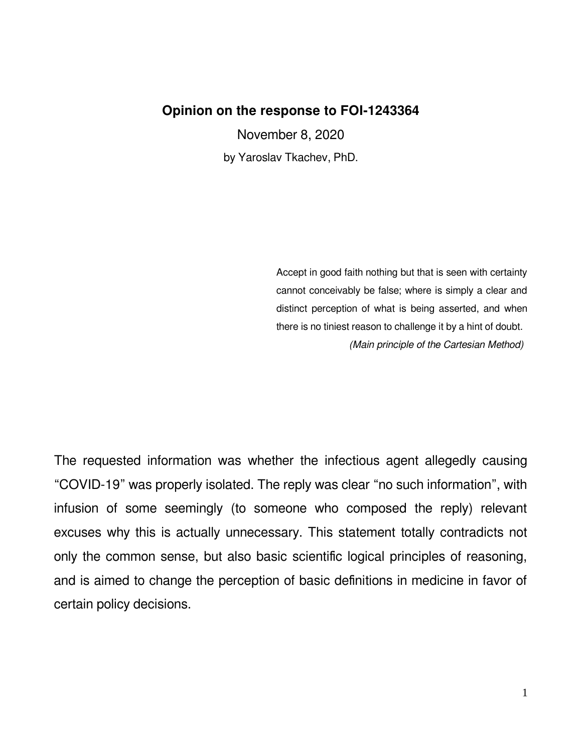**Opinion on the response to FOI-1243364**

November 8, 2020

by Yaroslav Tkachev, PhD.

> Accept in good faith nothing but that is seen with certainty cannot conceivably be false; where is simply a clear and distinct perception of what is being asserted, and when there is no tiniest reason to challenge it by a hint of doubt.
>
> *(Main principle of the Cartesian Method)*

The requested information was whether the infectious agent allegedly causing "COVID-19" was properly isolated. The reply was clear "no such information", with infusion of some seemingly (to someone who composed the reply) relevant excuses why this is actually unnecessary. This statement totally contradicts not only the common sense, but also basic scientific logical principles of reasoning, and is aimed to change the perception of basic definitions in medicine in favor of certain policy decisions.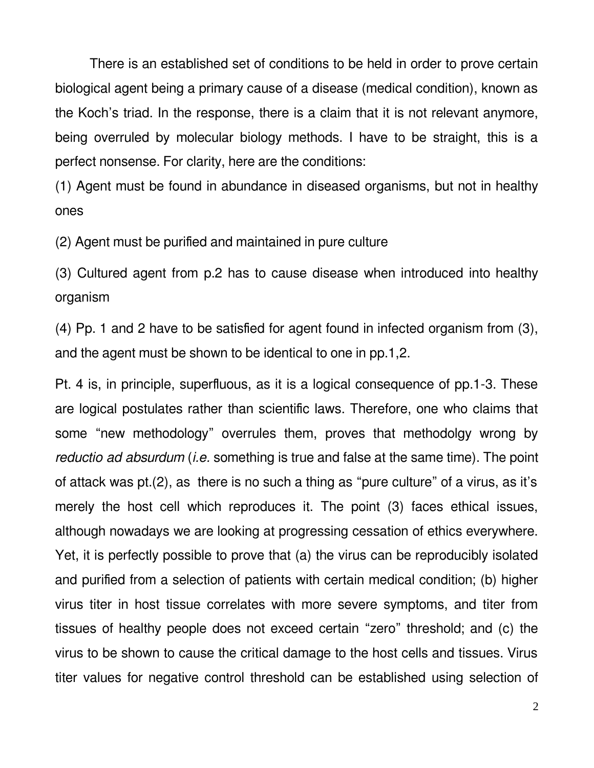There is an established set of conditions to be held in order to prove certain biological agent being a primary cause of a disease (medical condition), known as the Koch's triad. In the response, there is a claim that it is not relevant anymore, being overruled by molecular biology methods. I have to be straight, this is a perfect nonsense. For clarity, here are the conditions:

(1) Agent must be found in abundance in diseased organisms, but not in healthy ones

(2) Agent must be purified and maintained in pure culture

(3) Cultured agent from p.2 has to cause disease when introduced into healthy organism

(4) Pp. 1 and 2 have to be satisfied for agent found in infected organism from (3), and the agent must be shown to be identical to one in pp.1,2.

Pt. 4 is, in principle, superfluous, as it is a logical consequence of pp.1-3. These are logical postulates rather than scientific laws. Therefore, one who claims that some "new methodology" overrules them, proves that methodolgy wrong by *reductio ad absurdum* (*i.e.* something is true and false at the same time). The point of attack was pt.(2), as there is no such a thing as "pure culture" of a virus, as it's merely the host cell which reproduces it. The point (3) faces ethical issues, although nowadays we are looking at progressing cessation of ethics everywhere. Yet, it is perfectly possible to prove that (a) the virus can be reproducibly isolated and purified from a selection of patients with certain medical condition; (b) higher virus titer in host tissue correlates with more severe symptoms, and titer from tissues of healthy people does not exceed certain "zero" threshold; and (c) the virus to be shown to cause the critical damage to the host cells and tissues. Virus titer values for negative control threshold can be established using selection of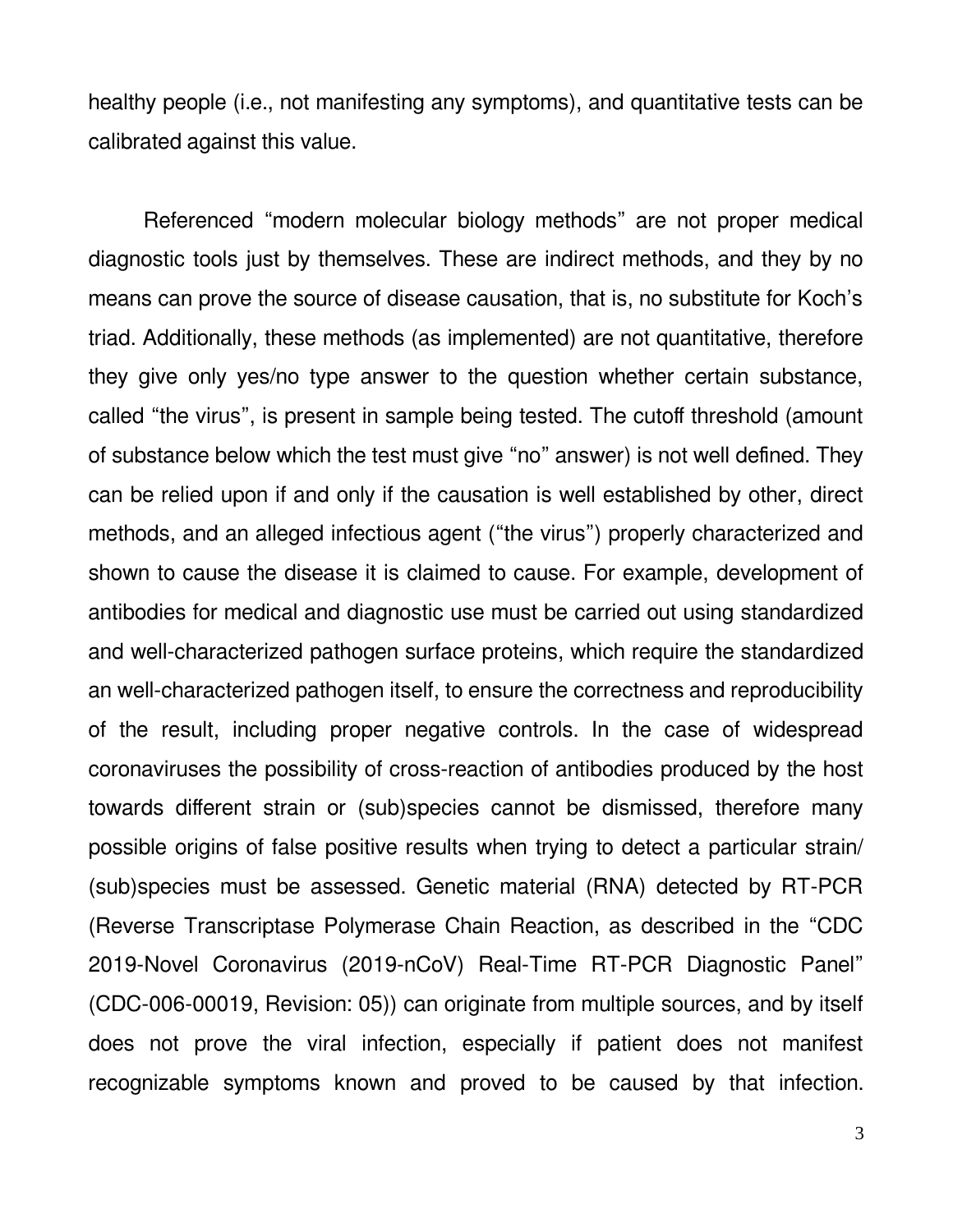healthy people (i.e., not manifesting any symptoms), and quantitative tests can be calibrated against this value.

Referenced “modern molecular biology methods” are not proper medical diagnostic tools just by themselves. These are indirect methods, and they by no means can prove the source of disease causation, that is, no substitute for Koch’s triad. Additionally, these methods (as implemented) are not quantitative, therefore they give only yes/no type answer to the question whether certain substance, called “the virus”, is present in sample being tested. The cutoff threshold (amount of substance below which the test must give “no” answer) is not well defined. They can be relied upon if and only if the causation is well established by other, direct methods, and an alleged infectious agent (“the virus”) properly characterized and shown to cause the disease it is claimed to cause. For example, development of antibodies for medical and diagnostic use must be carried out using standardized and well-characterized pathogen surface proteins, which require the standardized an well-characterized pathogen itself, to ensure the correctness and reproducibility of the result, including proper negative controls. In the case of widespread coronaviruses the possibility of cross-reaction of antibodies produced by the host towards different strain or (sub)species cannot be dismissed, therefore many possible origins of false positive results when trying to detect a particular strain/ (sub)species must be assessed. Genetic material (RNA) detected by RT-PCR (Reverse Transcriptase Polymerase Chain Reaction, as described in the “CDC 2019-Novel Coronavirus (2019-nCoV) Real-Time RT-PCR Diagnostic Panel” (CDC-006-00019, Revision: 05)) can originate from multiple sources, and by itself does not prove the viral infection, especially if patient does not manifest recognizable symptoms known and proved to be caused by that infection.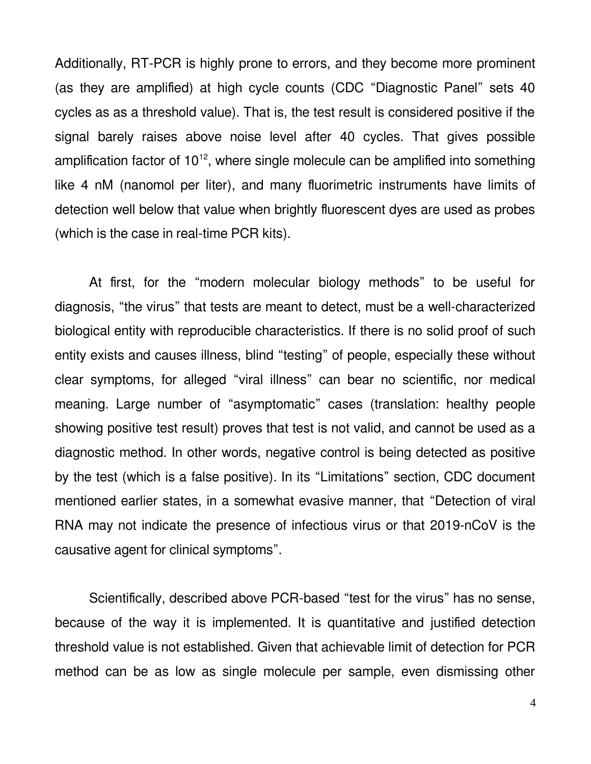Additionally, RT-PCR is highly prone to errors, and they become more prominent (as they are amplified) at high cycle counts (CDC "Diagnostic Panel" sets 40 cycles as as a threshold value). That is, the test result is considered positive if the signal barely raises above noise level after 40 cycles. That gives possible amplification factor of $10^{12}$, where single molecule can be amplified into something like 4 nM (nanomol per liter), and many fluorimetric instruments have limits of detection well below that value when brightly fluorescent dyes are used as probes (which is the case in real-time PCR kits).

At first, for the "modern molecular biology methods" to be useful for diagnosis, "the virus" that tests are meant to detect, must be a well-characterized biological entity with reproducible characteristics. If there is no solid proof of such entity exists and causes illness, blind "testing" of people, especially these without clear symptoms, for alleged "viral illness" can bear no scientific, nor medical meaning. Large number of "asymptomatic" cases (translation: healthy people showing positive test result) proves that test is not valid, and cannot be used as a diagnostic method. In other words, negative control is being detected as positive by the test (which is a false positive). In its "Limitations" section, CDC document mentioned earlier states, in a somewhat evasive manner, that "Detection of viral RNA may not indicate the presence of infectious virus or that 2019-nCoV is the causative agent for clinical symptoms".

Scientifically, described above PCR-based "test for the virus" has no sense, because of the way it is implemented. It is quantitative and justified detection threshold value is not established. Given that achievable limit of detection for PCR method can be as low as single molecule per sample, even dismissing other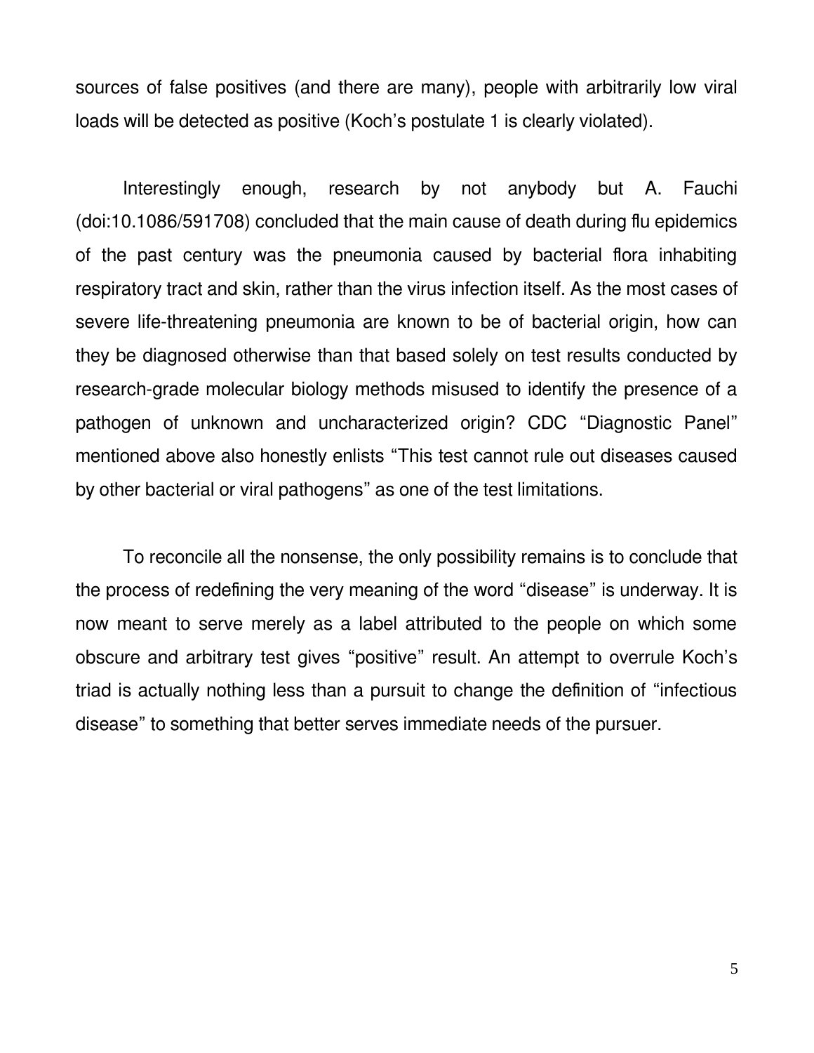sources of false positives (and there are many), people with arbitrarily low viral loads will be detected as positive (Koch's postulate 1 is clearly violated).

Interestingly enough, research by not anybody but A. Fauchi (doi:10.1086/591708) concluded that the main cause of death during flu epidemics of the past century was the pneumonia caused by bacterial flora inhabiting respiratory tract and skin, rather than the virus infection itself. As the most cases of severe life-threatening pneumonia are known to be of bacterial origin, how can they be diagnosed otherwise than that based solely on test results conducted by research-grade molecular biology methods misused to identify the presence of a pathogen of unknown and uncharacterized origin? CDC "Diagnostic Panel" mentioned above also honestly enlists "This test cannot rule out diseases caused by other bacterial or viral pathogens" as one of the test limitations.

To reconcile all the nonsense, the only possibility remains is to conclude that the process of redefining the very meaning of the word "disease" is underway. It is now meant to serve merely as a label attributed to the people on which some obscure and arbitrary test gives "positive" result. An attempt to overrule Koch's triad is actually nothing less than a pursuit to change the definition of "infectious disease" to something that better serves immediate needs of the pursuer.